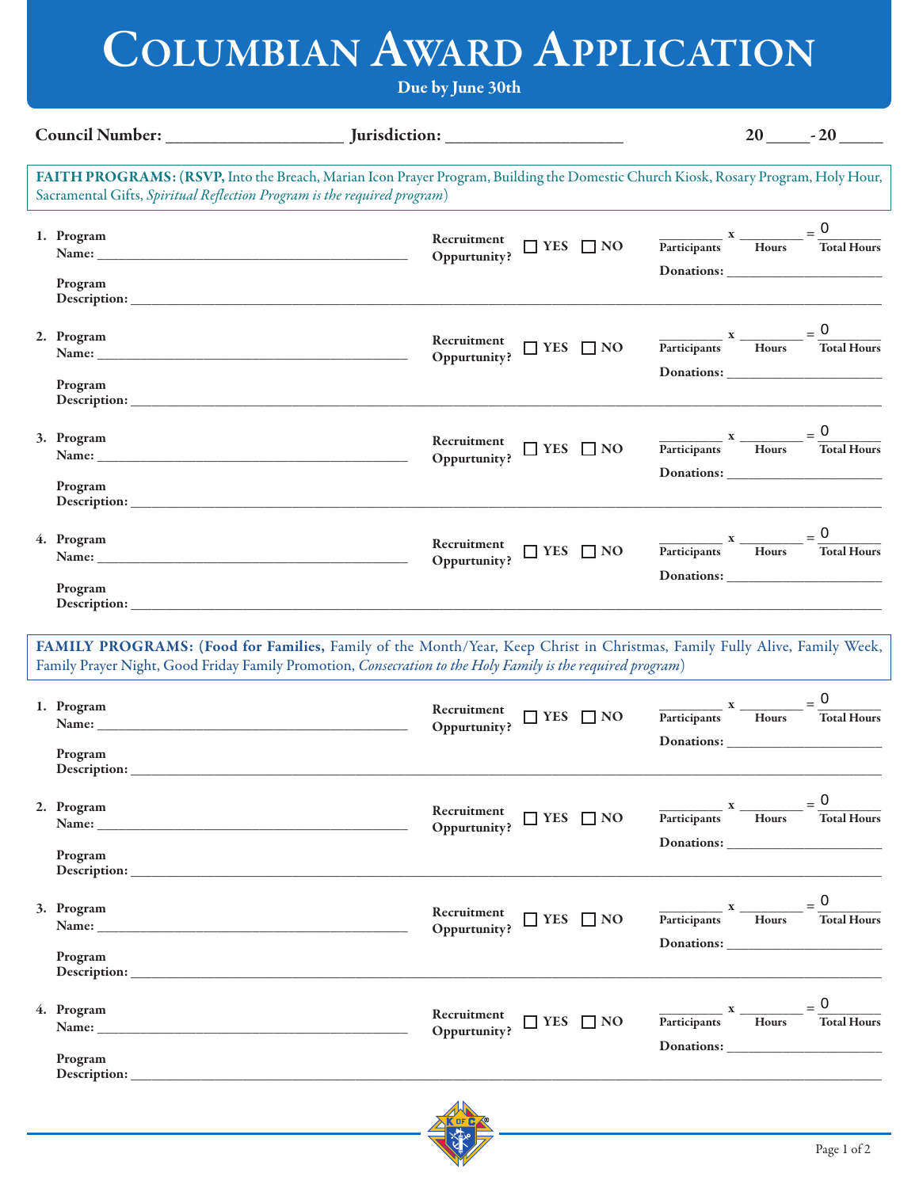# Columbian Award Application

**Due by June 30th**

**Council Number:** ____________________ **Jurisdiction:** ____________________ **20** _____ **- 20** _____

**FAITH PROGRAMS: (RSVP,** Into the Breach, Marian Icon Prayer Program, Building the Domestic Church Kiosk, Rosary Program, Holy Hour, Sacramental Gifts, *Spiritual Reflection Program is the required program*)

1. **Program Name:** ____________________ **Recruitment Oppurtunity?** ☐ YES ☐ NO ________ **Participants** x ________ **Hours** = 0 **Total Hours**
   **Donations:** ____________________
   **Program Description:** ____________________

2. **Program Name:** ____________________ **Recruitment Oppurtunity?** ☐ YES ☐ NO ________ **Participants** x ________ **Hours** = 0 **Total Hours**
   **Donations:** ____________________
   **Program Description:** ____________________

3. **Program Name:** ____________________ **Recruitment Oppurtunity?** ☐ YES ☐ NO ________ **Participants** x ________ **Hours** = 0 **Total Hours**
   **Donations:** ____________________
   **Program Description:** ____________________

4. **Program Name:** ____________________ **Recruitment Oppurtunity?** ☐ YES ☐ NO ________ **Participants** x ________ **Hours** = 0 **Total Hours**
   **Donations:** ____________________
   **Program Description:** ____________________

**FAMILY PROGRAMS: (Food for Families,** Family of the Month/Year, Keep Christ in Christmas, Family Fully Alive, Family Week, Family Prayer Night, Good Friday Family Promotion, *Consecration to the Holy Family is the required program*)

1. **Program Name:** ____________________ **Recruitment Oppurtunity?** ☐ YES ☐ NO ________ **Participants** x ________ **Hours** = 0 **Total Hours**
   **Donations:** ____________________
   **Program Description:** ____________________

2. **Program Name:** ____________________ **Recruitment Oppurtunity?** ☐ YES ☐ NO ________ **Participants** x ________ **Hours** = 0 **Total Hours**
   **Donations:** ____________________
   **Program Description:** ____________________

3. **Program Name:** ____________________ **Recruitment Oppurtunity?** ☐ YES ☐ NO ________ **Participants** x ________ **Hours** = 0 **Total Hours**
   **Donations:** ____________________
   **Program Description:** ____________________

4. **Program Name:** ____________________ **Recruitment Oppurtunity?** ☐ YES ☐ NO ________ **Participants** x ________ **Hours** = 0 **Total Hours**
   **Donations:** ____________________
   **Program Description:** ____________________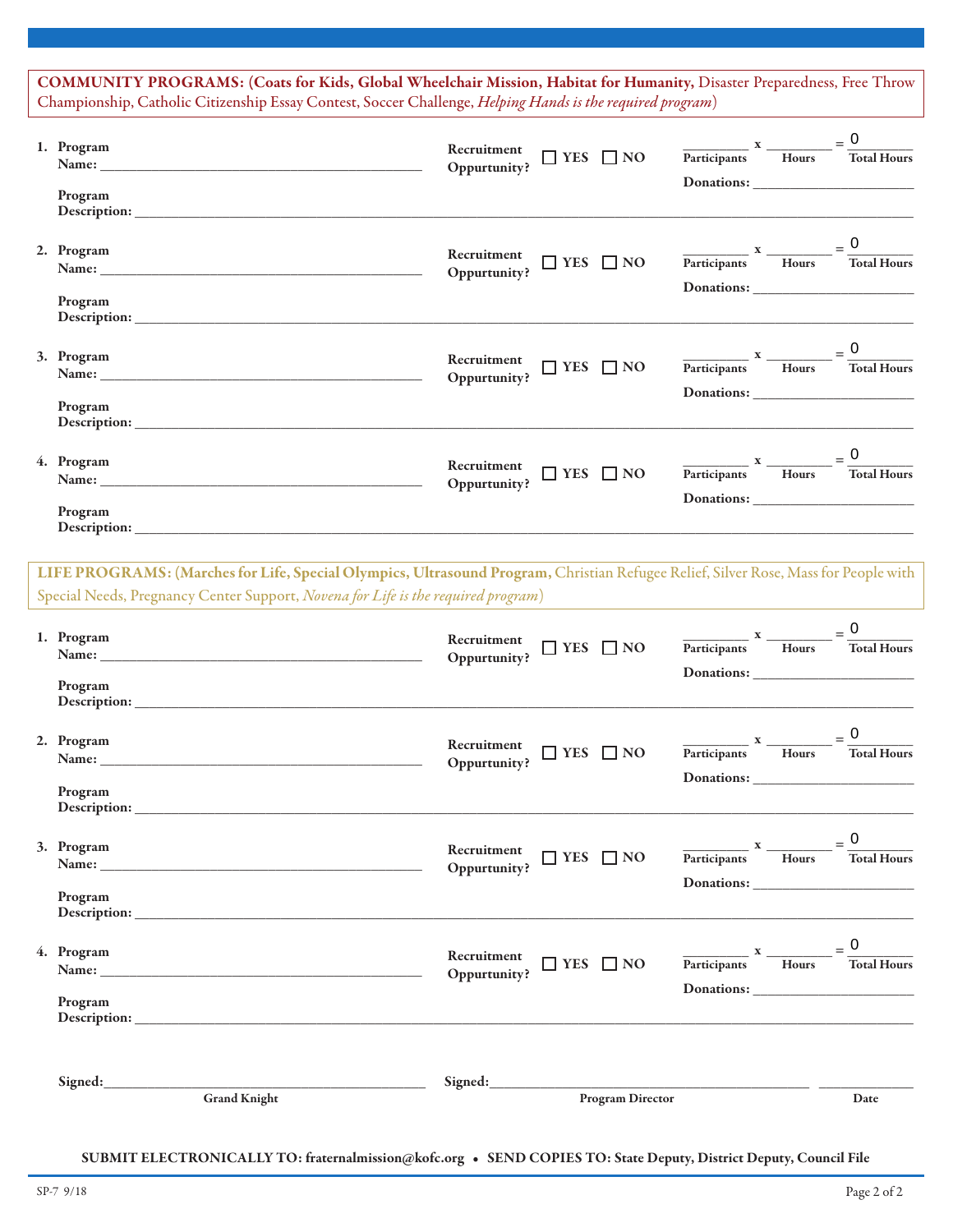**COMMUNITY PROGRAMS: (Coats for Kids, Global Wheelchair Mission, Habitat for Humanity,** Disaster Preparedness, Free Throw Championship, Catholic Citizenship Essay Contest, Soccer Challenge, *Helping Hands is the required program*)

1. **Program Name:** ______________________________ **Recruitment Oppurtunity?** ☐ **YES** ☐ **NO** ________ x ________ = 0 **Participants** **Hours** **Total Hours**
   **Donations:** ________________
   **Program Description:** ______________________________

2. **Program Name:** ______________________________ **Recruitment Oppurtunity?** ☐ **YES** ☐ **NO** ________ x ________ = 0 **Participants** **Hours** **Total Hours**
   **Donations:** ________________
   **Program Description:** ______________________________

3. **Program Name:** ______________________________ **Recruitment Oppurtunity?** ☐ **YES** ☐ **NO** ________ x ________ = 0 **Participants** **Hours** **Total Hours**
   **Donations:** ________________
   **Program Description:** ______________________________

4. **Program Name:** ______________________________ **Recruitment Oppurtunity?** ☐ **YES** ☐ **NO** ________ x ________ = 0 **Participants** **Hours** **Total Hours**
   **Donations:** ________________
   **Program Description:** ______________________________

**LIFE PROGRAMS: (Marches for Life, Special Olympics, Ultrasound Program,** Christian Refugee Relief, Silver Rose, Mass for People with Special Needs, Pregnancy Center Support, *Novena for Life is the required program*)

1. **Program Name:** ______________________________ **Recruitment Oppurtunity?** ☐ **YES** ☐ **NO** ________ x ________ = 0 **Participants** **Hours** **Total Hours**
   **Donations:** ________________
   **Program Description:** ______________________________

2. **Program Name:** ______________________________ **Recruitment Oppurtunity?** ☐ **YES** ☐ **NO** ________ x ________ = 0 **Participants** **Hours** **Total Hours**
   **Donations:** ________________
   **Program Description:** ______________________________

3. **Program Name:** ______________________________ **Recruitment Oppurtunity?** ☐ **YES** ☐ **NO** ________ x ________ = 0 **Participants** **Hours** **Total Hours**
   **Donations:** ________________
   **Program Description:** ______________________________

4. **Program Name:** ______________________________ **Recruitment Oppurtunity?** ☐ **YES** ☐ **NO** ________ x ________ = 0 **Participants** **Hours** **Total Hours**
   **Donations:** ________________
   **Program Description:** ______________________________

**Signed:** ______________________________ **Grand Knight**

**Signed:** ______________________________ **Program Director**

________________ **Date**

**SUBMIT ELECTRONICALLY TO: fraternalmission@kofc.org • SEND COPIES TO: State Deputy, District Deputy, Council File**

SP-7 9/18